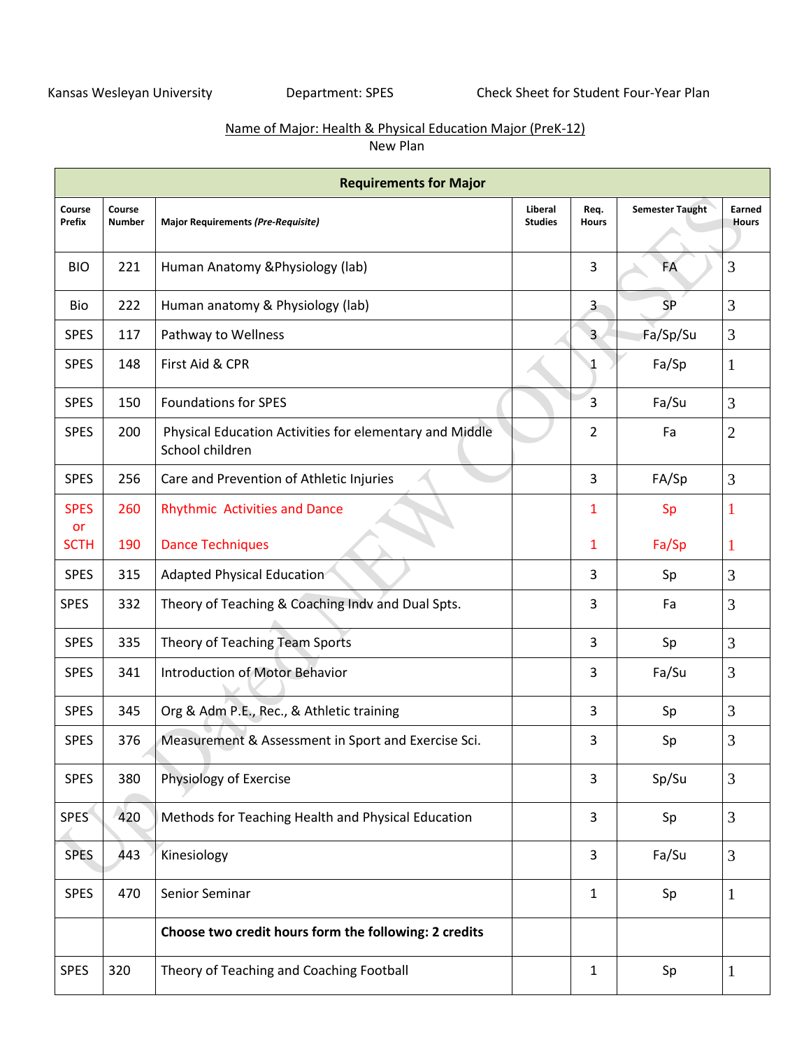Kansas Wesleyan University Department: SPES Check Sheet for Student Four-Year Plan

Name of Major: Health & Physical Education Major (PreK-12)
New Plan

| Requirements for Major | | | | | | |
|---|---|---|---|---|---|---|
| **Course Prefix** | **Course Number** | **Major Requirements *(Pre-Requisite)*** | **Liberal Studies** | **Req. Hours** | **Semester Taught** | **Earned Hours** |
| BIO | 221 | Human Anatomy &Physiology (lab) | | 3 | FA | 3 |
| Bio | 222 | Human anatomy & Physiology (lab) | | 3 | SP | 3 |
| SPES | 117 | Pathway to Wellness | | 3 | Fa/Sp/Su | 3 |
| SPES | 148 | First Aid & CPR | | 1 | Fa/Sp | 1 |
| SPES | 150 | Foundations for SPES | | 3 | Fa/Su | 3 |
| SPES | 200 | Physical Education Activities for elementary and Middle School children | | 2 | Fa | 2 |
| SPES | 256 | Care and Prevention of Athletic Injuries | | 3 | FA/Sp | 3 |
| SPES or SCTH | 260<br>190 | Rhythmic Activities and Dance<br>Dance Techniques | | 1<br>1 | Sp<br>Fa/Sp | 1<br>1 |
| SPES | 315 | Adapted Physical Education | | 3 | Sp | 3 |
| SPES | 332 | Theory of Teaching & Coaching Indv and Dual Spts. | | 3 | Fa | 3 |
| SPES | 335 | Theory of Teaching Team Sports | | 3 | Sp | 3 |
| SPES | 341 | Introduction of Motor Behavior | | 3 | Fa/Su | 3 |
| SPES | 345 | Org & Adm P.E., Rec., & Athletic training | | 3 | Sp | 3 |
| SPES | 376 | Measurement & Assessment in Sport and Exercise Sci. | | 3 | Sp | 3 |
| SPES | 380 | Physiology of Exercise | | 3 | Sp/Su | 3 |
| SPES | 420 | Methods for Teaching Health and Physical Education | | 3 | Sp | 3 |
| SPES | 443 | Kinesiology | | 3 | Fa/Su | 3 |
| SPES | 470 | Senior Seminar | | 1 | Sp | 1 |
| | | **Choose two credit hours form the following: 2 credits** | | | | |
| SPES | 320 | Theory of Teaching and Coaching Football | | 1 | Sp | 1 |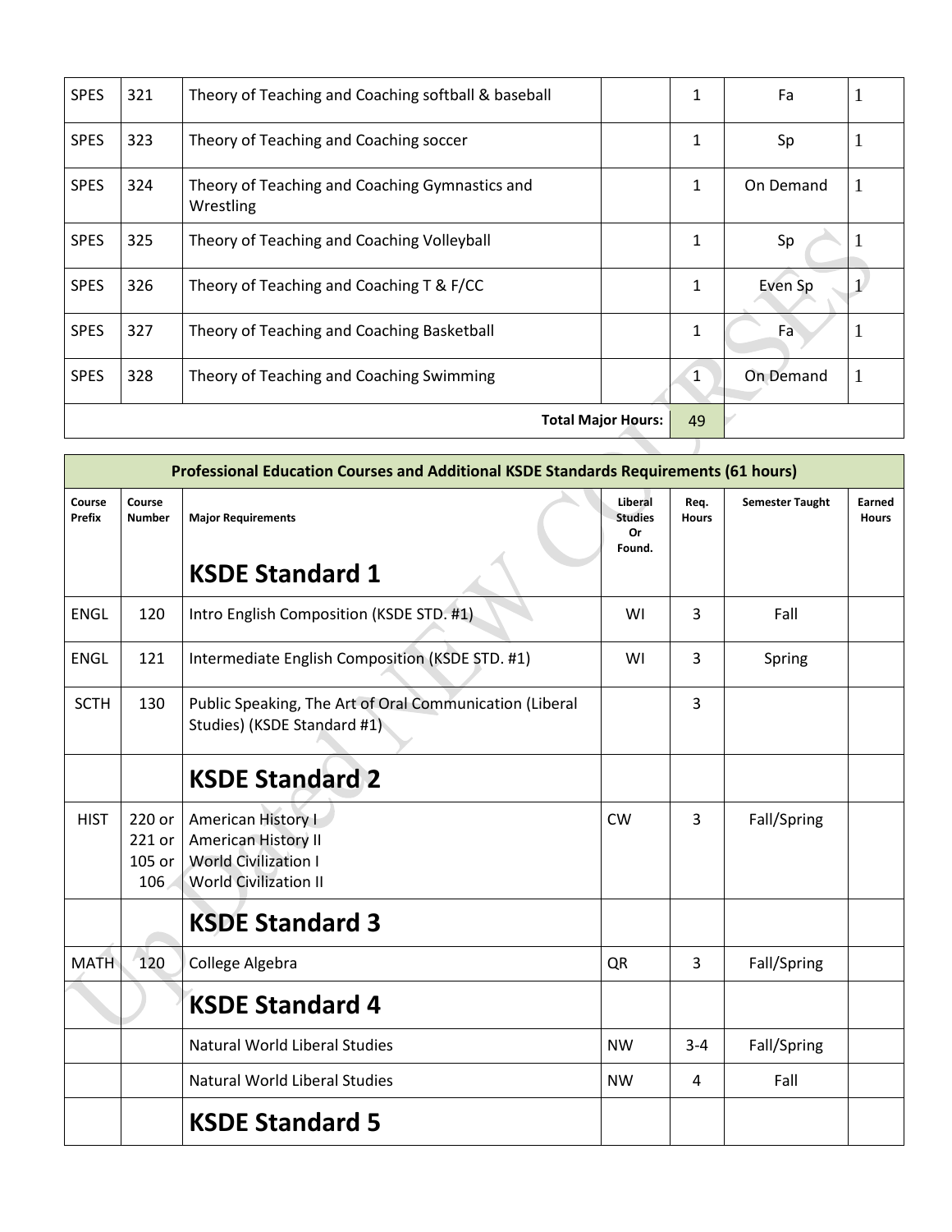| SPES | 321 | Theory of Teaching and Coaching softball & baseball | | 1 | Fa | 1 |
|---|---|---|---|---|---|---|
| SPES | 323 | Theory of Teaching and Coaching soccer | | 1 | Sp | 1 |
| SPES | 324 | Theory of Teaching and Coaching Gymnastics and Wrestling | | 1 | On Demand | 1 |
| SPES | 325 | Theory of Teaching and Coaching Volleyball | | 1 | Sp | 1 |
| SPES | 326 | Theory of Teaching and Coaching T & F/CC | | 1 | Even Sp | 1 |
| SPES | 327 | Theory of Teaching and Coaching Basketball | | 1 | Fa | 1 |
| SPES | 328 | Theory of Teaching and Coaching Swimming | | 1 | On Demand | 1 |
| | | | **Total Major Hours:** | 49 | | |

| Professional Education Courses and Additional KSDE Standards Requirements (61 hours) | | | | | | |
|---|---|---|---|---|---|---|
| Course Prefix | Course Number | Major Requirements | Liberal Studies Or Found. | Req. Hours | Semester Taught | Earned Hours |
| | | **KSDE Standard 1** | | | | |
| ENGL | 120 | Intro English Composition (KSDE STD. #1) | WI | 3 | Fall | |
| ENGL | 121 | Intermediate English Composition (KSDE STD. #1) | WI | 3 | Spring | |
| SCTH | 130 | Public Speaking, The Art of Oral Communication (Liberal Studies) (KSDE Standard #1) | | 3 | | |
| | | **KSDE Standard 2** | | | | |
| HIST | 220 or 221 or 105 or 106 | American History I<br>American History II<br>World Civilization I<br>World Civilization II | CW | 3 | Fall/Spring | |
| | | **KSDE Standard 3** | | | | |
| MATH | 120 | College Algebra | QR | 3 | Fall/Spring | |
| | | **KSDE Standard 4** | | | | |
| | | Natural World Liberal Studies | NW | 3-4 | Fall/Spring | |
| | | Natural World Liberal Studies | NW | 4 | Fall | |
| | | **KSDE Standard 5** | | | | |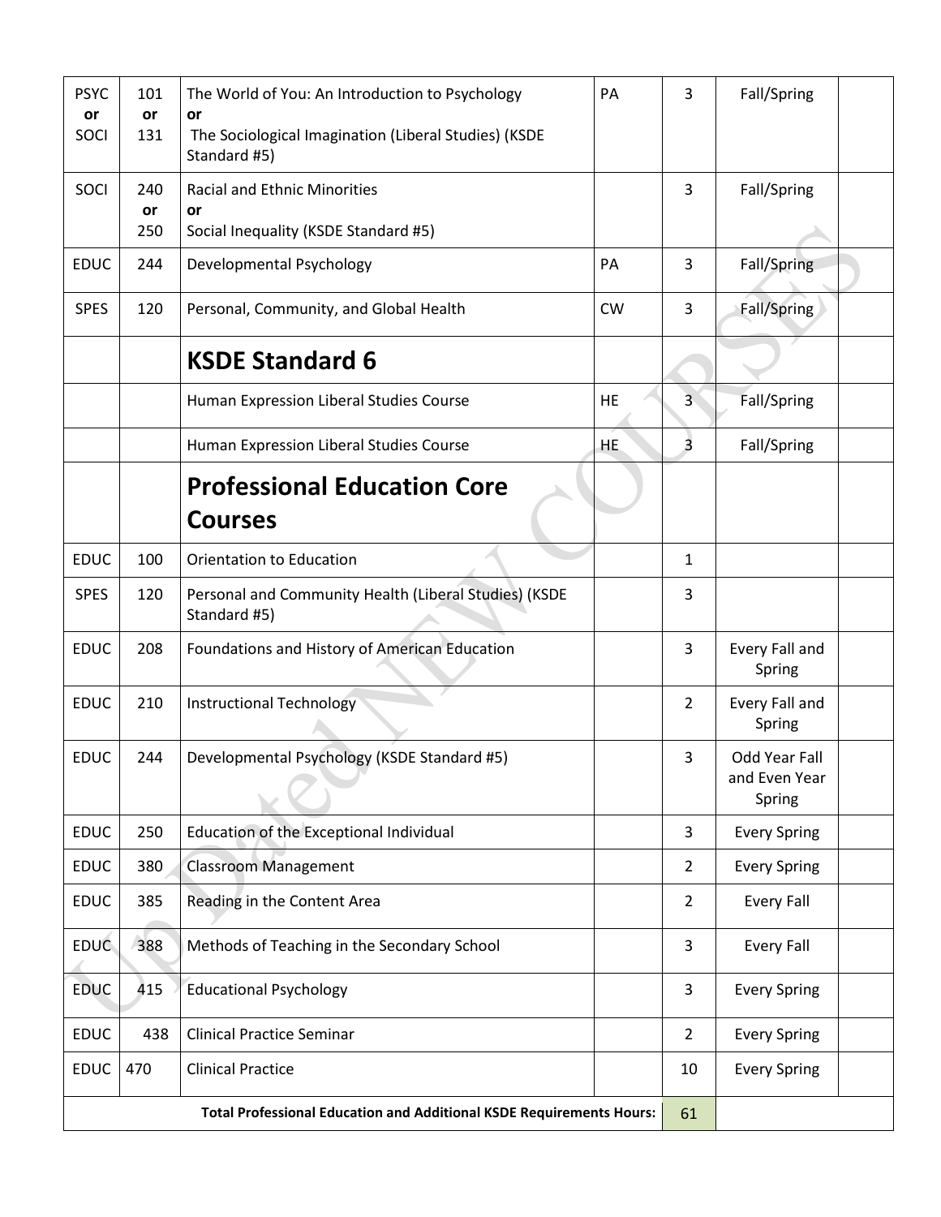| | | | | | | |
|---|---|---|---|---|---|---|
| PSYC<br>**or**<br>SOCI | 101<br>**or**<br>131 | The World of You: An Introduction to Psychology<br>**or**<br>The Sociological Imagination (Liberal Studies) (KSDE Standard #5) | PA | 3 | Fall/Spring | |
| SOCI | 240<br>**or**<br>250 | Racial and Ethnic Minorities<br>**or**<br>Social Inequality (KSDE Standard #5) | | 3 | Fall/Spring | |
| EDUC | 244 | Developmental Psychology | PA | 3 | Fall/Spring | |
| SPES | 120 | Personal, Community, and Global Health | CW | 3 | Fall/Spring | |
| | | **KSDE Standard 6** | | | | |
| | | Human Expression Liberal Studies Course | HE | 3 | Fall/Spring | |
| | | Human Expression Liberal Studies Course | HE | 3 | Fall/Spring | |
| | | **Professional Education Core Courses** | | | | |
| EDUC | 100 | Orientation to Education | | 1 | | |
| SPES | 120 | Personal and Community Health (Liberal Studies) (KSDE Standard #5) | | 3 | | |
| EDUC | 208 | Foundations and History of American Education | | 3 | Every Fall and Spring | |
| EDUC | 210 | Instructional Technology | | 2 | Every Fall and Spring | |
| EDUC | 244 | Developmental Psychology (KSDE Standard #5) | | 3 | Odd Year Fall and Even Year Spring | |
| EDUC | 250 | Education of the Exceptional Individual | | 3 | Every Spring | |
| EDUC | 380 | Classroom Management | | 2 | Every Spring | |
| EDUC | 385 | Reading in the Content Area | | 2 | Every Fall | |
| EDUC | 388 | Methods of Teaching in the Secondary School | | 3 | Every Fall | |
| EDUC | 415 | Educational Psychology | | 3 | Every Spring | |
| EDUC | 438 | Clinical Practice Seminar | | 2 | Every Spring | |
| EDUC | 470 | Clinical Practice | | 10 | Every Spring | |
| **Total Professional Education and Additional KSDE Requirements Hours:** | | | | 61 | | |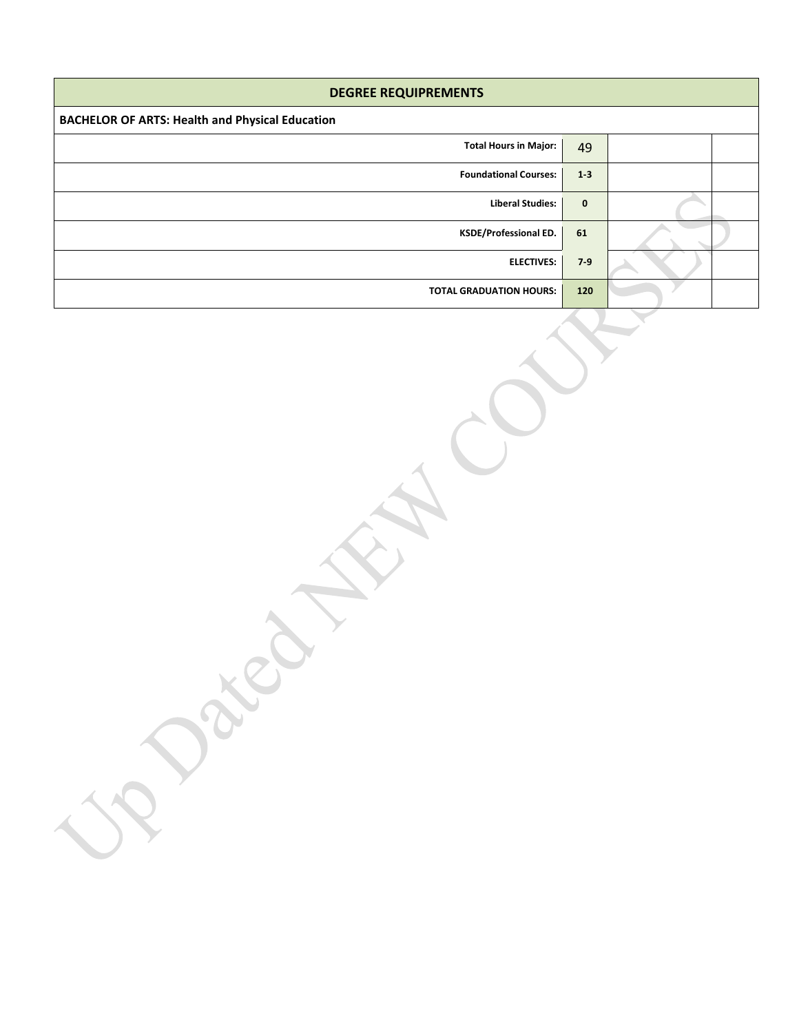| DEGREE REQUIPREMENTS | | | |
|---|---|---|---|
| **BACHELOR OF ARTS: Health and Physical Education** | | | |
| **Total Hours in Major:** | 49 | | |
| **Foundational Courses:** | **1-3** | | |
| **Liberal Studies:** | **0** | | |
| **KSDE/Professional ED.** | **61** | | |
| **ELECTIVES:** | **7-9** | | |
| **TOTAL GRADUATION HOURS:** | **120** | | |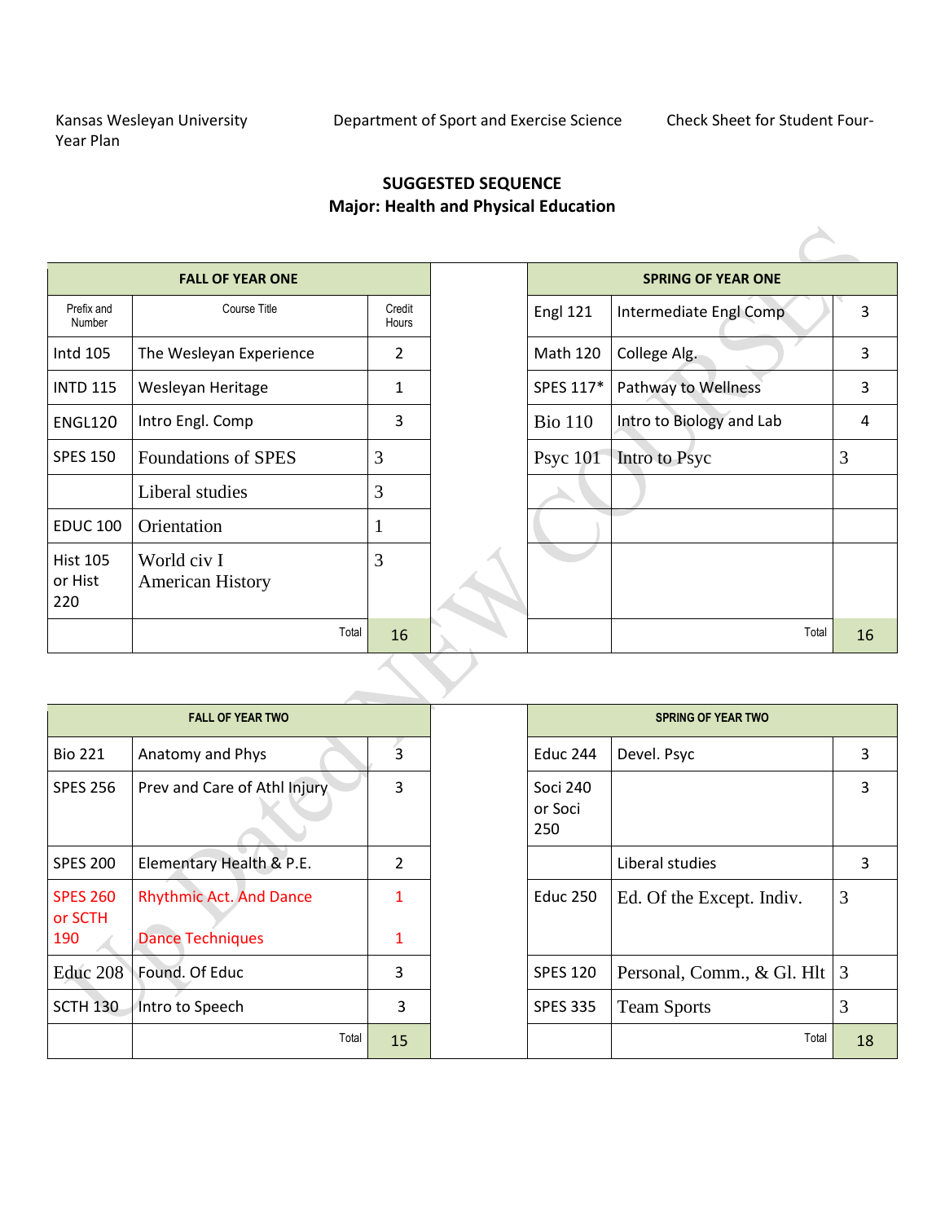Kansas Wesleyan University Year Plan    Department of Sport and Exercise Science    Check Sheet for Student Four-

**SUGGESTED SEQUENCE**
**Major: Health and Physical Education**

| FALL OF YEAR ONE | | | | SPRING OF YEAR ONE | | |
|---|---|---|---|---|---|---|
| Prefix and Number | Course Title | Credit Hours | | Engl 121 | Intermediate Engl Comp | 3 |
| Intd 105 | The Wesleyan Experience | 2 | | Math 120 | College Alg. | 3 |
| INTD 115 | Wesleyan Heritage | 1 | | SPES 117* | Pathway to Wellness | 3 |
| ENGL120 | Intro Engl. Comp | 3 | | Bio 110 | Intro to Biology and Lab | 4 |
| SPES 150 | Foundations of SPES | 3 | | Psyc 101 | Intro to Psyc | 3 |
| | Liberal studies | 3 | | | | |
| EDUC 100 | Orientation | 1 | | | | |
| Hist 105 or Hist 220 | World civ I American History | 3 | | | | |
| | Total | 16 | | | Total | 16 |

| FALL OF YEAR TWO | | | | SPRING OF YEAR TWO | | |
|---|---|---|---|---|---|---|
| Bio 221 | Anatomy and Phys | 3 | | Educ 244 | Devel. Psyc | 3 |
| SPES 256 | Prev and Care of Athl Injury | 3 | | Soci 240 or Soci 250 | | 3 |
| SPES 200 | Elementary Health & P.E. | 2 | | | Liberal studies | 3 |
| SPES 260 or SCTH 190 | Rhythmic Act. And Dance / Dance Techniques | 1 / 1 | | Educ 250 | Ed. Of the Except. Indiv. | 3 |
| Educ 208 | Found. Of Educ | 3 | | SPES 120 | Personal, Comm., & Gl. Hlt | 3 |
| SCTH 130 | Intro to Speech | 3 | | SPES 335 | Team Sports | 3 |
| | Total | 15 | | | Total | 18 |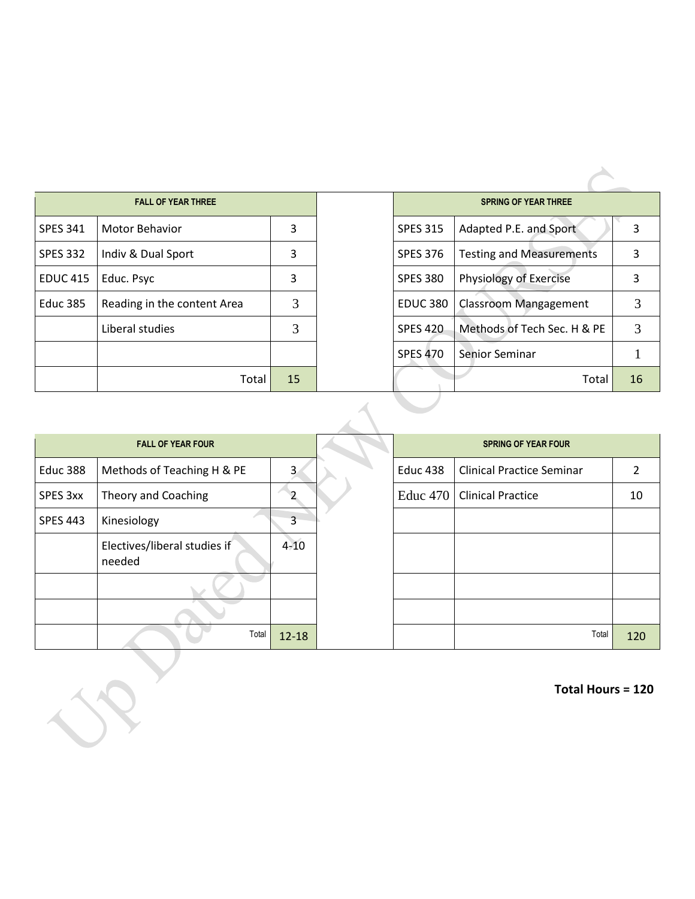| FALL OF YEAR THREE | | |
|---|---|---|
| SPES 341 | Motor Behavior | 3 |
| SPES 332 | Indiv & Dual Sport | 3 |
| EDUC 415 | Educ. Psyc | 3 |
| Educ 385 | Reading in the content Area | 3 |
| | Liberal studies | 3 |
| | | |
| | Total | 15 |

| SPRING OF YEAR THREE | | |
|---|---|---|
| SPES 315 | Adapted P.E. and Sport | 3 |
| SPES 376 | Testing and Measurements | 3 |
| SPES 380 | Physiology of Exercise | 3 |
| EDUC 380 | Classroom Mangagement | 3 |
| SPES 420 | Methods of Tech Sec. H & PE | 3 |
| SPES 470 | Senior Seminar | 1 |
| | Total | 16 |

| FALL OF YEAR FOUR | | |
|---|---|---|
| Educ 388 | Methods of Teaching H & PE | 3 |
| SPES 3xx | Theory and Coaching | 2 |
| SPES 443 | Kinesiology | 3 |
| | Electives/liberal studies if needed | 4-10 |
| | | |
| | | |
| | Total | 12-18 |

| SPRING OF YEAR FOUR | | |
|---|---|---|
| Educ 438 | Clinical Practice Seminar | 2 |
| Educ 470 | Clinical Practice | 10 |
| | | |
| | | |
| | | |
| | | |
| | Total | 120 |

**Total Hours = 120**